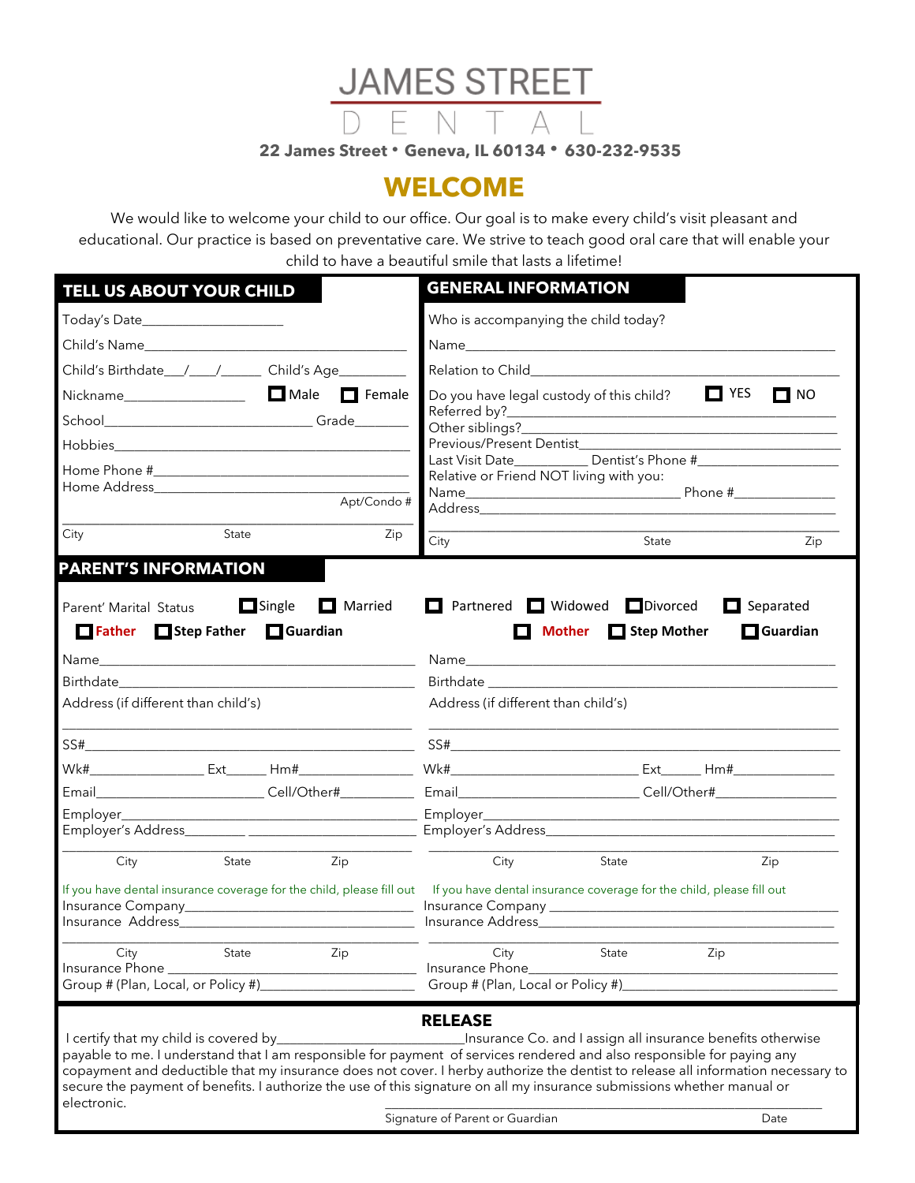# JAMES STREET DENTAL

**22 James Street • Geneva, IL 60134 • 630-232-9535**

## WELCOME

We would like to welcome your child to our office. Our goal is to make every child's visit pleasant and educational. Our practice is based on preventative care. We strive to teach good oral care that will enable your child to have a beautiful smile that lasts a lifetime!

## TELL US ABOUT YOUR CHILD

Today's Date____________________

Child's Name______________________________________

Child's Birthdate___/____/______ Child's Age_________

Nickname_________________ ☐ Male ☐ Female

School________________________________ Grade________

Hobbies____________________________________________

Home Phone #_______________________________________

Home Address_______________________________________

Apt/Condo #

___________________________________________________

City State Zip

## GENERAL INFORMATION

Who is accompanying the child today?

Name_______________________________________________

Relation to Child___________________________________

Do you have legal custody of this child? ☐ YES ☐ NO

Referred by?_______________________________________

Other siblings?_____________________________________

Previous/Present Dentist____________________________

Last Visit Date__________ Dentist's Phone #__________

Relative or Friend NOT living with you:

Name_______________________________ Phone #___________

Address____________________________________________

___________________________________________________

City State Zip

## PARENT'S INFORMATION

Parent' Marital Status ☐ Single ☐ Married ☐ Partnered ☐ Widowed ☐ Divorced ☐ Separated

☐ **Father** ☐ **Step Father** ☐ **Guardian**

Name_______________________________________________

Birthdate__________________________________________

Address (if different than child's)

___________________________________________________

SS#________________________________________________

Wk#_______________ Ext______ Hm#_______________

Email________________________ Cell/Other#__________

Employer___________________________________________

Employer's Address_________ ________________________

___________________________________________________

City State Zip

If you have dental insurance coverage for the child, please fill out

Insurance Company__________________________________

Insurance Address__________________________________

___________________________________________________

City State Zip

Insurance Phone ___________________________________

Group # (Plan, Local, or Policy #)_____________________

☐ **Mother** ☐ **Step Mother** ☐ **Guardian**

Name_______________________________________________

Birthdate __________________________________________

Address (if different than child's)

___________________________________________________

SS#________________________________________________

Wk#__________________________ Ext______ Hm#__________

Email__________________________ Cell/Other#__________

Employer___________________________________________

Employer's Address_________________________________

___________________________________________________

City State Zip

If you have dental insurance coverage for the child, please fill out

Insurance Company _________________________________

Insurance Address__________________________________

___________________________________________________

City State Zip

Insurance Phone____________________________________

Group # (Plan, Local or Policy #)______________________

## RELEASE

I certify that my child is covered by__________________________Insurance Co. and I assign all insurance benefits otherwise payable to me. I understand that I am responsible for payment of services rendered and also responsible for paying any copayment and deductible that my insurance does not cover. I herby authorize the dentist to release all information necessary to secure the payment of benefits. I authorize the use of this signature on all my insurance submissions whether manual or electronic.

___________________________________________________

Signature of Parent or Guardian Date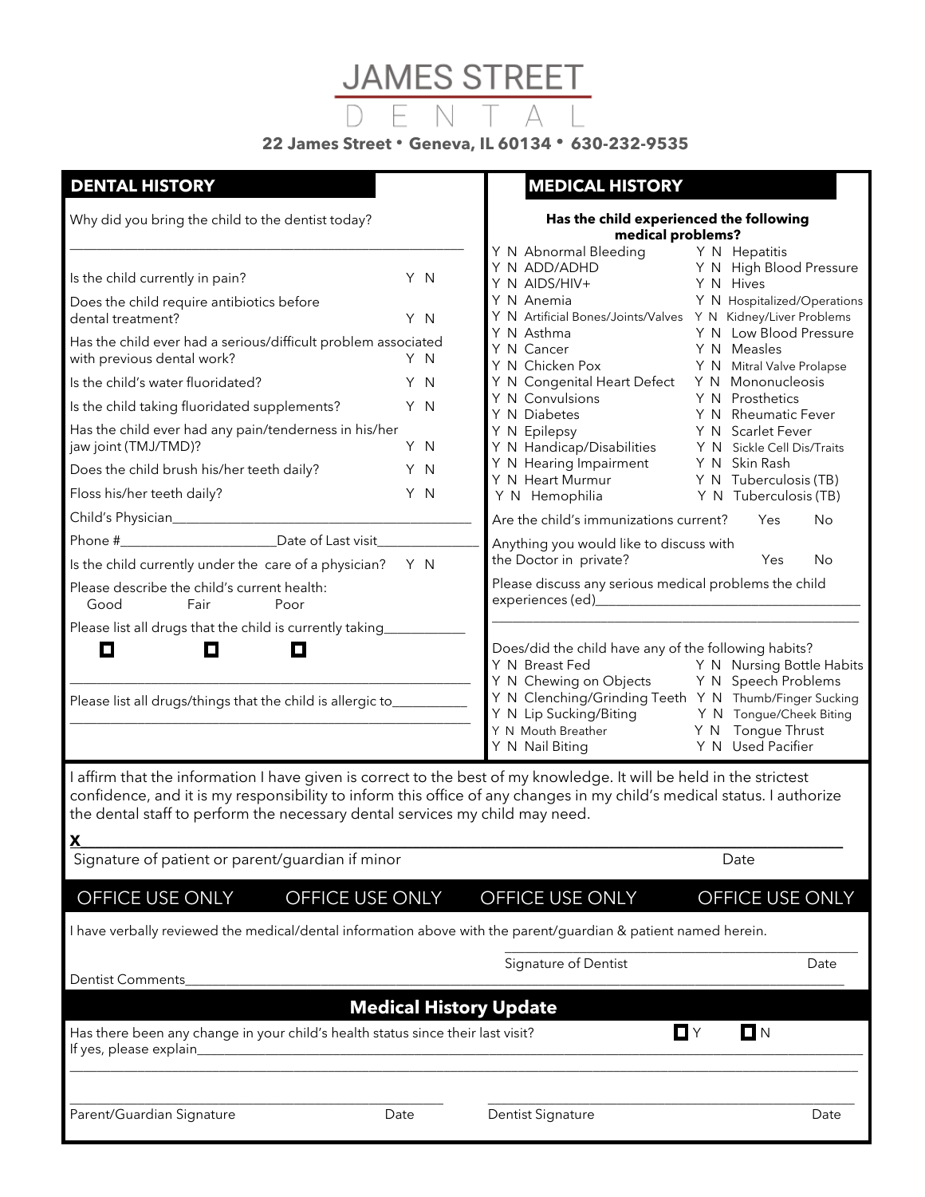# JAMES STREET DENTAL

**22 James Street • Geneva, IL 60134 • 630-232-9535**

## DENTAL HISTORY

Why did you bring the child to the dentist today?

\_\_\_\_\_\_\_\_\_\_\_\_\_\_\_\_\_\_\_\_\_\_\_\_\_\_\_\_\_\_\_\_\_\_\_\_\_\_\_\_\_\_\_\_\_\_\_\_\_\_\_\_

Is the child currently in pain? Y N

Does the child require antibiotics before dental treatment? Y N

Has the child ever had a serious/difficult problem associated with previous dental work? Y N

Is the child's water fluoridated? Y N

Is the child taking fluoridated supplements? Y N

Has the child ever had any pain/tenderness in his/her jaw joint (TMJ/TMD)? Y N

Does the child brush his/her teeth daily? Y N

Floss his/her teeth daily? Y N

Child's Physician\_\_\_\_\_\_\_\_\_\_\_\_\_\_\_\_\_\_\_\_\_\_\_\_\_\_\_\_\_\_\_\_\_\_\_\_\_\_\_\_\_\_

Phone #\_\_\_\_\_\_\_\_\_\_\_\_\_\_\_\_\_\_\_\_\_\_Date of Last visit\_\_\_\_\_\_\_\_\_\_\_\_\_\_

Is the child currently under the care of a physician? Y N

Please describe the child's current health:
Good Fair Poor

Please list all drugs that the child is currently taking\_\_\_\_\_\_\_\_\_\_\_\_

☐ ☐ ☐

\_\_\_\_\_\_\_\_\_\_\_\_\_\_\_\_\_\_\_\_\_\_\_\_\_\_\_\_\_\_\_\_\_\_\_\_\_\_\_\_\_\_\_\_\_\_\_\_\_\_\_\_

Please list all drugs/things that the child is allergic to\_\_\_\_\_\_\_\_\_\_\_

\_\_\_\_\_\_\_\_\_\_\_\_\_\_\_\_\_\_\_\_\_\_\_\_\_\_\_\_\_\_\_\_\_\_\_\_\_\_\_\_\_\_\_\_\_\_\_\_\_\_\_\_

## MEDICAL HISTORY

**Has the child experienced the following medical problems?**

| | |
|---|---|
| Y N Abnormal Bleeding | Y N Hepatitis |
| Y N ADD/ADHD | Y N High Blood Pressure |
| Y N AIDS/HIV+ | Y N Hives |
| Y N Anemia | Y N Hospitalized/Operations |
| Y N Artificial Bones/Joints/Valves | Y N Kidney/Liver Problems |
| Y N Asthma | Y N Low Blood Pressure |
| Y N Cancer | Y N Measles |
| Y N Chicken Pox | Y N Mitral Valve Prolapse |
| Y N Congenital Heart Defect | Y N Mononucleosis |
| Y N Convulsions | Y N Prosthetics |
| Y N Diabetes | Y N Rheumatic Fever |
| Y N Epilepsy | Y N Scarlet Fever |
| Y N Handicap/Disabilities | Y N Sickle Cell Dis/Traits |
| Y N Hearing Impairment | Y N Skin Rash |
| Y N Heart Murmur | Y N Tuberculosis (TB) |
| Y N Hemophilia | Y N Tuberculosis (TB) |

Are the child's immunizations current? Yes No

Anything you would like to discuss with the Doctor in private? Yes No

Please discuss any serious medical problems the child experiences (ed)\_\_\_\_\_\_\_\_\_\_\_\_\_\_\_\_\_\_\_\_\_\_\_\_\_\_\_\_\_\_\_\_\_\_

\_\_\_\_\_\_\_\_\_\_\_\_\_\_\_\_\_\_\_\_\_\_\_\_\_\_\_\_\_\_\_\_\_\_\_\_\_\_\_\_\_\_\_\_\_\_\_\_\_\_\_\_

Does/did the child have any of the following habits?

| | |
|---|---|
| Y N Breast Fed | Y N Nursing Bottle Habits |
| Y N Chewing on Objects | Y N Speech Problems |
| Y N Clenching/Grinding Teeth | Y N Thumb/Finger Sucking |
| Y N Lip Sucking/Biting | Y N Tongue/Cheek Biting |
| Y N Mouth Breather | Y N Tongue Thrust |
| Y N Nail Biting | Y N Used Pacifier |

I affirm that the information I have given is correct to the best of my knowledge. It will be held in the strictest confidence, and it is my responsibility to inform this office of any changes in my child's medical status. I authorize the dental staff to perform the necessary dental services my child may need.

**X**\_\_\_\_\_\_\_\_\_\_\_\_\_\_\_\_\_\_\_\_\_\_\_\_\_\_\_\_\_\_\_\_\_\_\_\_\_\_\_\_\_\_\_\_\_\_\_\_\_\_\_\_\_\_\_\_\_\_\_\_\_\_\_\_\_\_\_\_

Signature of patient or parent/guardian if minor Date

OFFICE USE ONLY OFFICE USE ONLY OFFICE USE ONLY OFFICE USE ONLY

I have verbally reviewed the medical/dental information above with the parent/guardian & patient named herein.

\_\_\_\_\_\_\_\_\_\_\_\_\_\_\_\_\_\_\_\_\_\_\_\_\_\_\_\_\_\_\_\_\_\_\_\_\_\_\_\_\_\_\_\_\_

Signature of Dentist Date

Dentist Comments\_\_\_\_\_\_\_\_\_\_\_\_\_\_\_\_\_\_\_\_\_\_\_\_\_\_\_\_\_\_\_\_\_\_\_\_\_\_\_\_\_\_\_\_\_\_\_\_\_\_\_\_\_\_\_\_\_\_\_\_\_

## Medical History Update

Has there been any change in your child's health status since their last visit? ☐ Y ☐ N

If yes, please explain\_\_\_\_\_\_\_\_\_\_\_\_\_\_\_\_\_\_\_\_\_\_\_\_\_\_\_\_\_\_\_\_\_\_\_\_\_\_\_\_\_\_\_\_\_\_\_\_\_\_\_\_\_\_\_\_\_\_\_\_\_

\_\_\_\_\_\_\_\_\_\_\_\_\_\_\_\_\_\_\_\_\_\_\_\_\_\_\_\_\_\_\_\_\_\_\_\_\_\_\_\_\_\_\_\_\_\_\_\_\_\_\_\_\_\_\_\_\_\_\_\_\_\_\_\_\_\_\_\_\_\_\_\_\_\_\_\_

\_\_\_\_\_\_\_\_\_\_\_\_\_\_\_\_\_\_\_\_\_\_\_\_\_\_\_\_\_\_\_\_\_\_\_\_\_\_\_\_\_\_\_\_\_ \_\_\_\_\_\_\_\_\_\_\_\_\_\_\_\_\_\_\_\_\_\_\_\_\_\_\_\_\_\_\_\_\_\_\_\_\_\_\_\_\_\_\_\_\_

Parent/Guardian Signature Date Dentist Signature Date